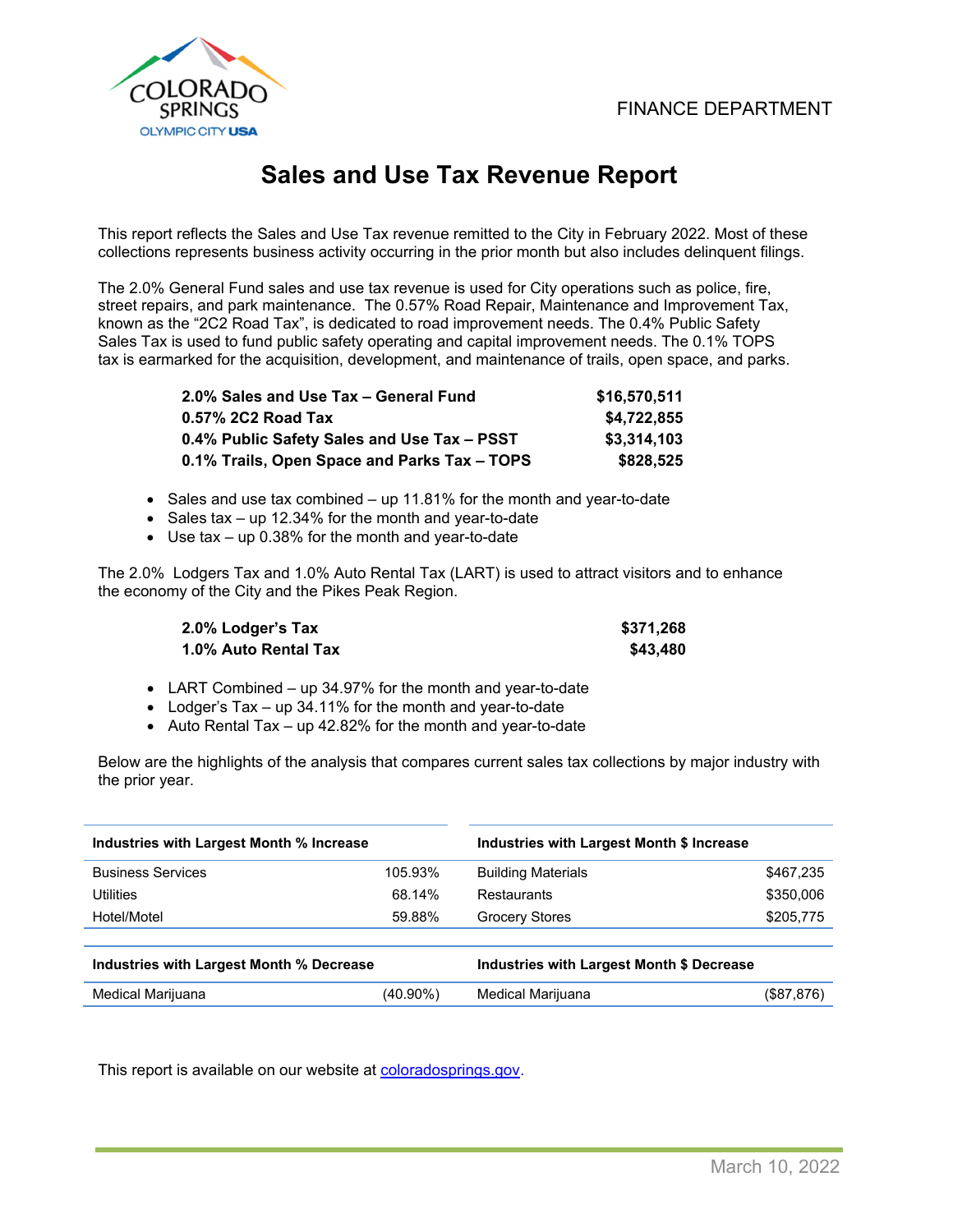COLORADO SPRINGS
OLYMPIC CITY USA

FINANCE DEPARTMENT

# Sales and Use Tax Revenue Report

This report reflects the Sales and Use Tax revenue remitted to the City in February 2022. Most of these collections represents business activity occurring in the prior month but also includes delinquent filings.

The 2.0% General Fund sales and use tax revenue is used for City operations such as police, fire, street repairs, and park maintenance. The 0.57% Road Repair, Maintenance and Improvement Tax, known as the "2C2 Road Tax", is dedicated to road improvement needs. The 0.4% Public Safety Sales Tax is used to fund public safety operating and capital improvement needs. The 0.1% TOPS tax is earmarked for the acquisition, development, and maintenance of trails, open space, and parks.

| | |
|---|---|
| **2.0% Sales and Use Tax – General Fund** | **$16,570,511** |
| **0.57% 2C2 Road Tax** | **$4,722,855** |
| **0.4% Public Safety Sales and Use Tax – PSST** | **$3,314,103** |
| **0.1% Trails, Open Space and Parks Tax – TOPS** | **$828,525** |

- Sales and use tax combined – up 11.81% for the month and year-to-date
- Sales tax – up 12.34% for the month and year-to-date
- Use tax – up 0.38% for the month and year-to-date

The 2.0% Lodgers Tax and 1.0% Auto Rental Tax (LART) is used to attract visitors and to enhance the economy of the City and the Pikes Peak Region.

| | |
|---|---|
| **2.0% Lodger's Tax** | **$371,268** |
| **1.0% Auto Rental Tax** | **$43,480** |

- LART Combined – up 34.97% for the month and year-to-date
- Lodger's Tax – up 34.11% for the month and year-to-date
- Auto Rental Tax – up 42.82% for the month and year-to-date

Below are the highlights of the analysis that compares current sales tax collections by major industry with the prior year.

| **Industries with Largest Month % Increase** | | **Industries with Largest Month $ Increase** | |
|---|---|---|---|
| Business Services | 105.93% | Building Materials | $467,235 |
| Utilities | 68.14% | Restaurants | $350,006 |
| Hotel/Motel | 59.88% | Grocery Stores | $205,775 |

| **Industries with Largest Month % Decrease** | | **Industries with Largest Month $ Decrease** | |
|---|---|---|---|
| Medical Marijuana | (40.90%) | Medical Marijuana | ($87,876) |

This report is available on our website at [coloradosprings.gov](coloradosprings.gov).

March 10, 2022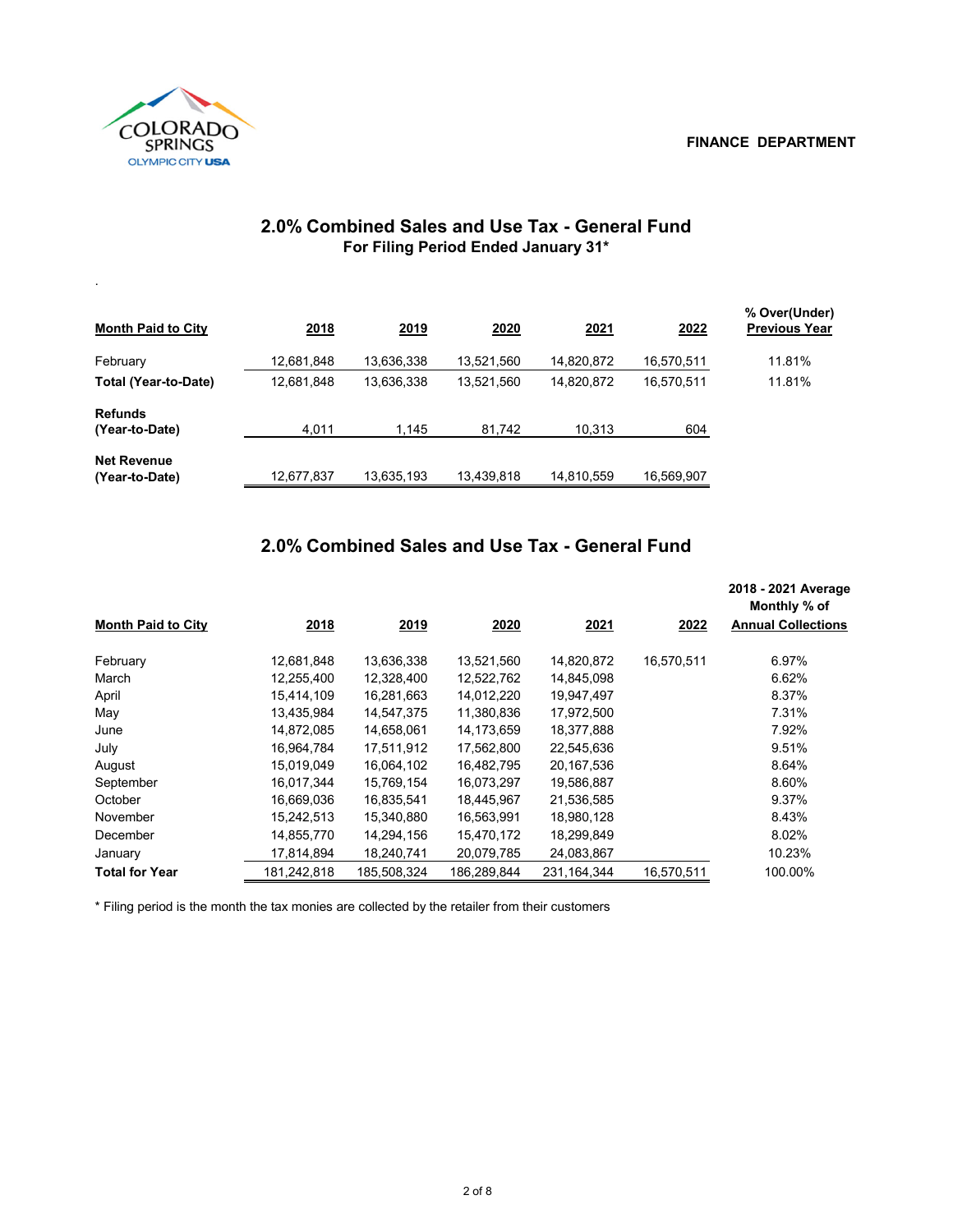FINANCE DEPARTMENT

## 2.0% Combined Sales and Use Tax - General Fund

### For Filing Period Ended January 31*

| Month Paid to City | 2018 | 2019 | 2020 | 2021 | 2022 | % Over(Under) Previous Year |
|---|---|---|---|---|---|---|
| February | 12,681,848 | 13,636,338 | 13,521,560 | 14,820,872 | 16,570,511 | 11.81% |
| **Total (Year-to-Date)** | 12,681,848 | 13,636,338 | 13,521,560 | 14,820,872 | 16,570,511 | 11.81% |
| **Refunds (Year-to-Date)** | 4,011 | 1,145 | 81,742 | 10,313 | 604 | |
| **Net Revenue (Year-to-Date)** | 12,677,837 | 13,635,193 | 13,439,818 | 14,810,559 | 16,569,907 | |

## 2.0% Combined Sales and Use Tax - General Fund

| Month Paid to City | 2018 | 2019 | 2020 | 2021 | 2022 | 2018 - 2021 Average Monthly % of Annual Collections |
|---|---|---|---|---|---|---|
| February | 12,681,848 | 13,636,338 | 13,521,560 | 14,820,872 | 16,570,511 | 6.97% |
| March | 12,255,400 | 12,328,400 | 12,522,762 | 14,845,098 | | 6.62% |
| April | 15,414,109 | 16,281,663 | 14,012,220 | 19,947,497 | | 8.37% |
| May | 13,435,984 | 14,547,375 | 11,380,836 | 17,972,500 | | 7.31% |
| June | 14,872,085 | 14,658,061 | 14,173,659 | 18,377,888 | | 7.92% |
| July | 16,964,784 | 17,511,912 | 17,562,800 | 22,545,636 | | 9.51% |
| August | 15,019,049 | 16,064,102 | 16,482,795 | 20,167,536 | | 8.64% |
| September | 16,017,344 | 15,769,154 | 16,073,297 | 19,586,887 | | 8.60% |
| October | 16,669,036 | 16,835,541 | 18,445,967 | 21,536,585 | | 9.37% |
| November | 15,242,513 | 15,340,880 | 16,563,991 | 18,980,128 | | 8.43% |
| December | 14,855,770 | 14,294,156 | 15,470,172 | 18,299,849 | | 8.02% |
| January | 17,814,894 | 18,240,741 | 20,079,785 | 24,083,867 | | 10.23% |
| **Total for Year** | 181,242,818 | 185,508,324 | 186,289,844 | 231,164,344 | 16,570,511 | 100.00% |

* Filing period is the month the tax monies are collected by the retailer from their customers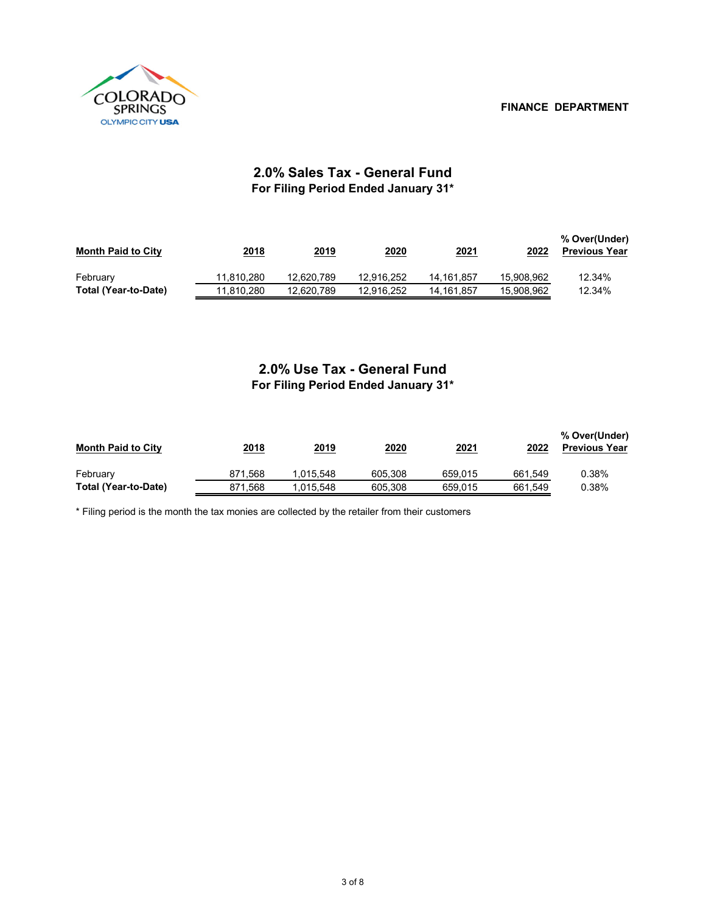COLORADO SPRINGS
OLYMPIC CITY USA

FINANCE DEPARTMENT

## 2.0% Sales Tax - General Fund
### For Filing Period Ended January 31*

| Month Paid to City | 2018 | 2019 | 2020 | 2021 | 2022 | % Over(Under) Previous Year |
|---|---|---|---|---|---|---|
| February | 11,810,280 | 12,620,789 | 12,916,252 | 14,161,857 | 15,908,962 | 12.34% |
| **Total (Year-to-Date)** | 11,810,280 | 12,620,789 | 12,916,252 | 14,161,857 | 15,908,962 | 12.34% |

## 2.0% Use Tax - General Fund
### For Filing Period Ended January 31*

| Month Paid to City | 2018 | 2019 | 2020 | 2021 | 2022 | % Over(Under) Previous Year |
|---|---|---|---|---|---|---|
| February | 871,568 | 1,015,548 | 605,308 | 659,015 | 661,549 | 0.38% |
| **Total (Year-to-Date)** | 871,568 | 1,015,548 | 605,308 | 659,015 | 661,549 | 0.38% |

* Filing period is the month the tax monies are collected by the retailer from their customers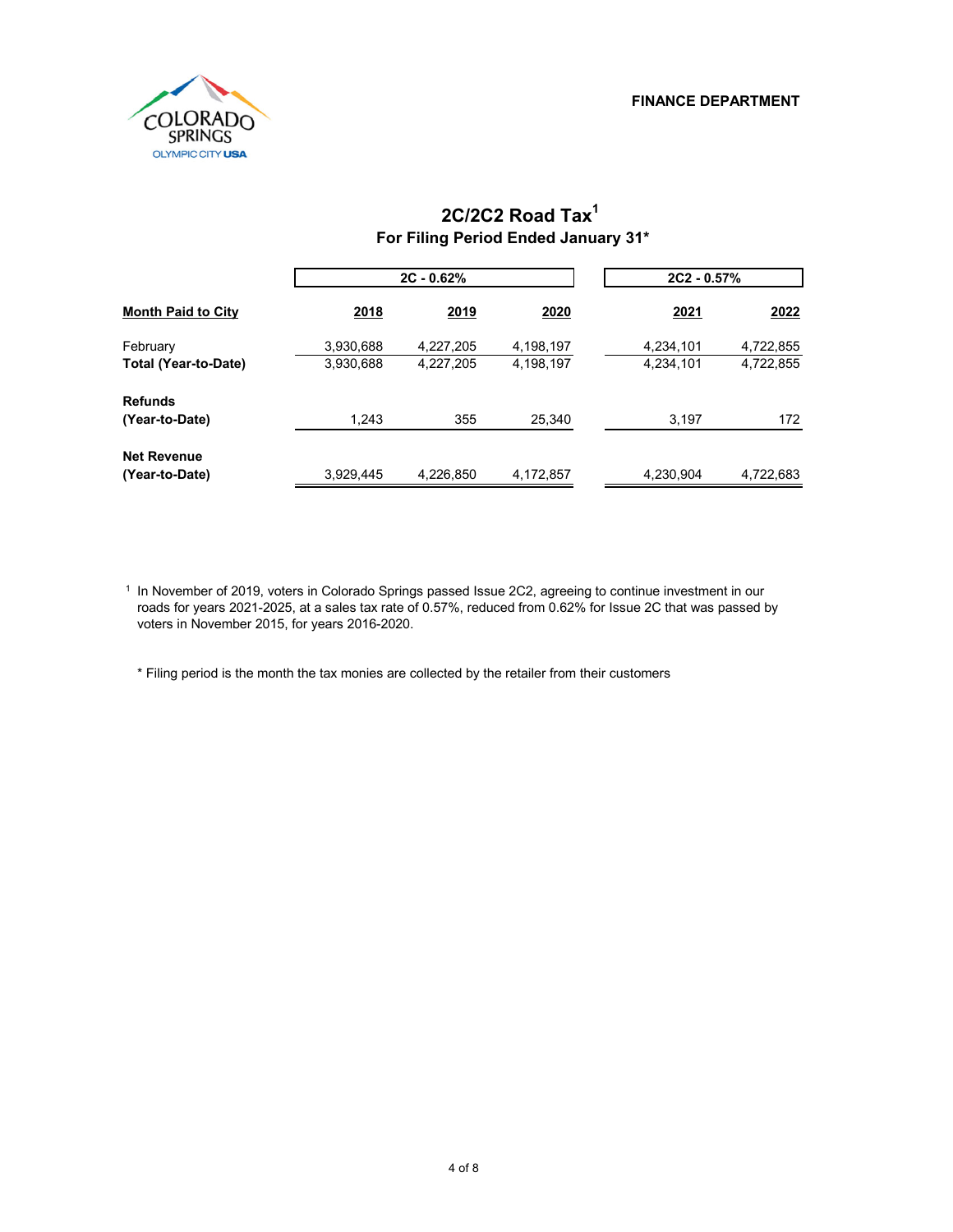**FINANCE DEPARTMENT**

# 2C/2C2 Road Tax[1]

## For Filing Period Ended January 31*

| | 2C - 0.62% | | | 2C2 - 0.57% | |
|---|---|---|---|---|---|
| **Month Paid to City** | **2018** | **2019** | **2020** | **2021** | **2022** |
| February | 3,930,688 | 4,227,205 | 4,198,197 | 4,234,101 | 4,722,855 |
| **Total (Year-to-Date)** | 3,930,688 | 4,227,205 | 4,198,197 | 4,234,101 | 4,722,855 |
| **Refunds (Year-to-Date)** | 1,243 | 355 | 25,340 | 3,197 | 172 |
| **Net Revenue (Year-to-Date)** | 3,929,445 | 4,226,850 | 4,172,857 | 4,230,904 | 4,722,683 |

[1] In November of 2019, voters in Colorado Springs passed Issue 2C2, agreeing to continue investment in our roads for years 2021-2025, at a sales tax rate of 0.57%, reduced from 0.62% for Issue 2C that was passed by voters in November 2015, for years 2016-2020.

\* Filing period is the month the tax monies are collected by the retailer from their customers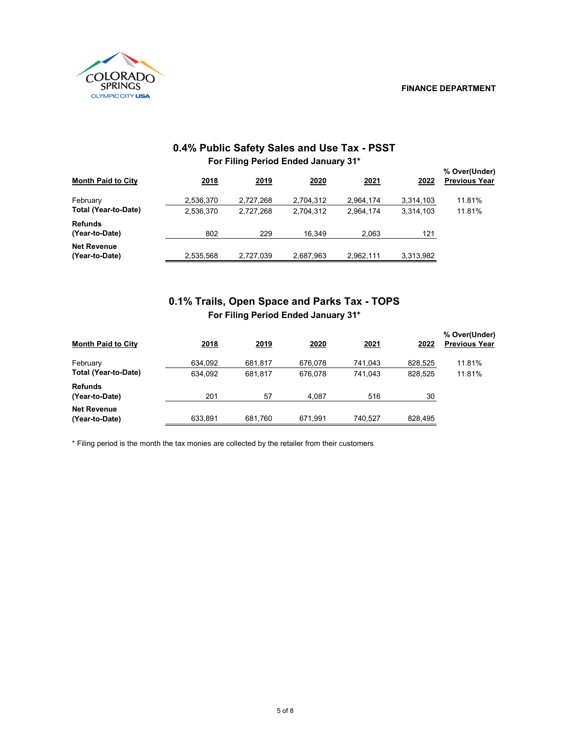FINANCE DEPARTMENT

## 0.4% Public Safety Sales and Use Tax - PSST

### For Filing Period Ended January 31*

| Month Paid to City | 2018 | 2019 | 2020 | 2021 | 2022 | % Over(Under) Previous Year |
|---|---|---|---|---|---|---|
| February | 2,536,370 | 2,727,268 | 2,704,312 | 2,964,174 | 3,314,103 | 11.81% |
| **Total (Year-to-Date)** | 2,536,370 | 2,727,268 | 2,704,312 | 2,964,174 | 3,314,103 | 11.81% |
| **Refunds (Year-to-Date)** | 802 | 229 | 16,349 | 2,063 | 121 | |
| **Net Revenue (Year-to-Date)** | 2,535,568 | 2,727,039 | 2,687,963 | 2,962,111 | 3,313,982 | |

## 0.1% Trails, Open Space and Parks Tax - TOPS

### For Filing Period Ended January 31*

| Month Paid to City | 2018 | 2019 | 2020 | 2021 | 2022 | % Over(Under) Previous Year |
|---|---|---|---|---|---|---|
| February | 634,092 | 681,817 | 676,078 | 741,043 | 828,525 | 11.81% |
| **Total (Year-to-Date)** | 634,092 | 681,817 | 676,078 | 741,043 | 828,525 | 11.81% |
| **Refunds (Year-to-Date)** | 201 | 57 | 4,087 | 516 | 30 | |
| **Net Revenue (Year-to-Date)** | 633,891 | 681,760 | 671,991 | 740,527 | 828,495 | |

* Filing period is the month the tax monies are collected by the retailer from their customers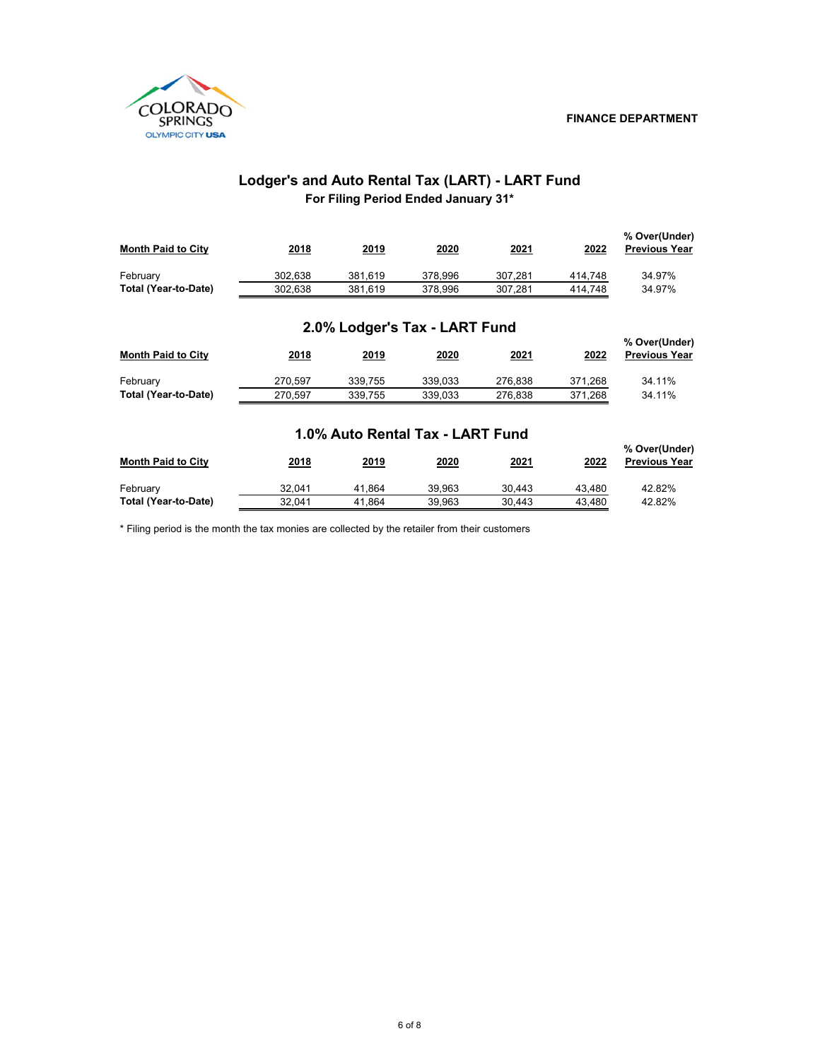FINANCE DEPARTMENT

# Lodger's and Auto Rental Tax (LART) - LART Fund

**For Filing Period Ended January 31***

| Month Paid to City | 2018 | 2019 | 2020 | 2021 | 2022 | % Over(Under) Previous Year |
|---|---|---|---|---|---|---|
| February | 302,638 | 381,619 | 378,996 | 307,281 | 414,748 | 34.97% |
| **Total (Year-to-Date)** | 302,638 | 381,619 | 378,996 | 307,281 | 414,748 | 34.97% |

## 2.0% Lodger's Tax - LART Fund

| Month Paid to City | 2018 | 2019 | 2020 | 2021 | 2022 | % Over(Under) Previous Year |
|---|---|---|---|---|---|---|
| February | 270,597 | 339,755 | 339,033 | 276,838 | 371,268 | 34.11% |
| **Total (Year-to-Date)** | 270,597 | 339,755 | 339,033 | 276,838 | 371,268 | 34.11% |

## 1.0% Auto Rental Tax - LART Fund

| Month Paid to City | 2018 | 2019 | 2020 | 2021 | 2022 | % Over(Under) Previous Year |
|---|---|---|---|---|---|---|
| February | 32,041 | 41,864 | 39,963 | 30,443 | 43,480 | 42.82% |
| **Total (Year-to-Date)** | 32,041 | 41,864 | 39,963 | 30,443 | 43,480 | 42.82% |

* Filing period is the month the tax monies are collected by the retailer from their customers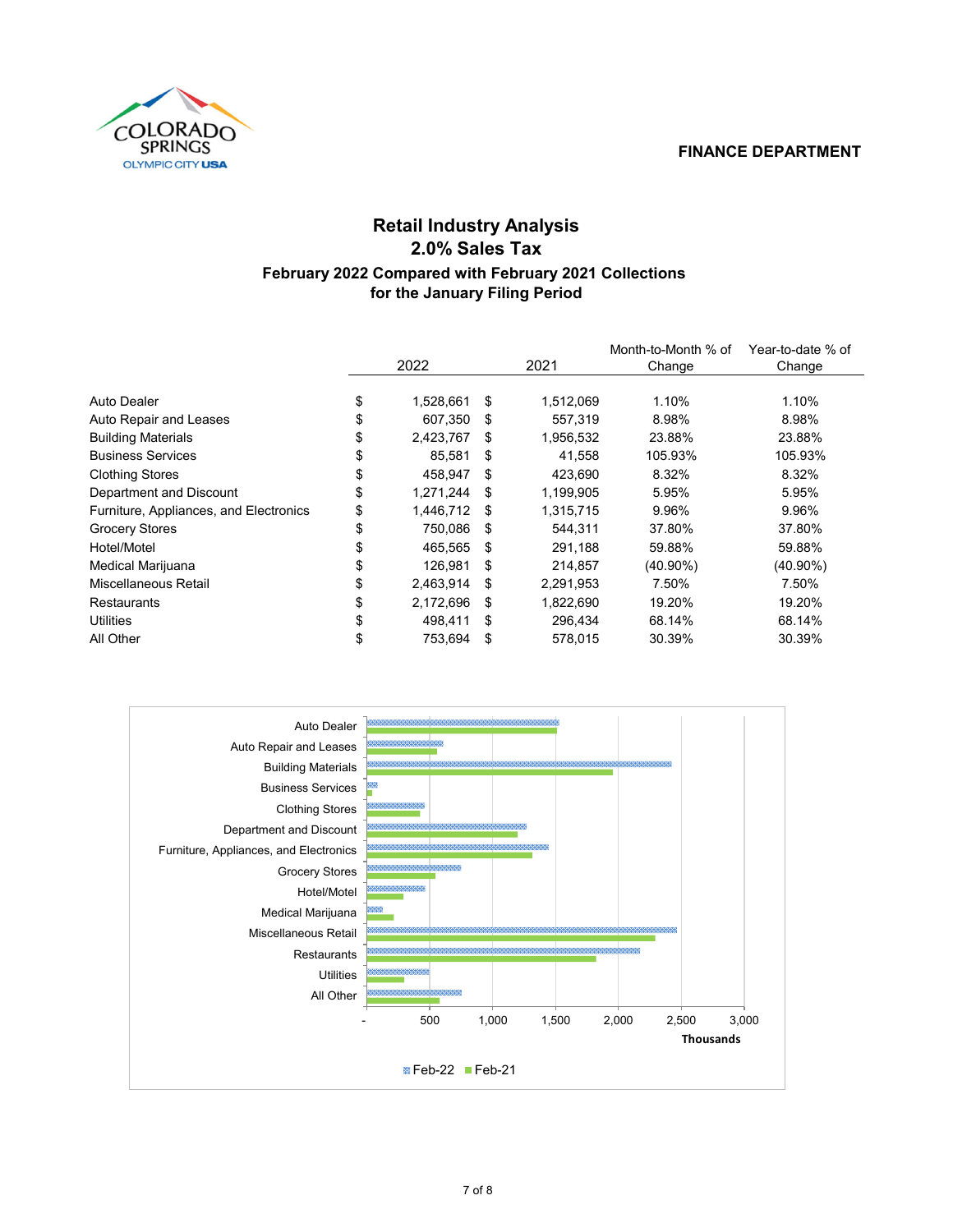FINANCE DEPARTMENT

# Retail Industry Analysis

## 2.0% Sales Tax

### February 2022 Compared with February 2021 Collections
### for the January Filing Period

| | 2022 | 2021 | Month-to-Month % of Change | Year-to-date % of Change |
|---|---|---|---|---|
| Auto Dealer | $ 1,528,661 | $ 1,512,069 | 1.10% | 1.10% |
| Auto Repair and Leases | $ 607,350 | $ 557,319 | 8.98% | 8.98% |
| Building Materials | $ 2,423,767 | $ 1,956,532 | 23.88% | 23.88% |
| Business Services | $ 85,581 | $ 41,558 | 105.93% | 105.93% |
| Clothing Stores | $ 458,947 | $ 423,690 | 8.32% | 8.32% |
| Department and Discount | $ 1,271,244 | $ 1,199,905 | 5.95% | 5.95% |
| Furniture, Appliances, and Electronics | $ 1,446,712 | $ 1,315,715 | 9.96% | 9.96% |
| Grocery Stores | $ 750,086 | $ 544,311 | 37.80% | 37.80% |
| Hotel/Motel | $ 465,565 | $ 291,188 | 59.88% | 59.88% |
| Medical Marijuana | $ 126,981 | $ 214,857 | (40.90%) | (40.90%) |
| Miscellaneous Retail | $ 2,463,914 | $ 2,291,953 | 7.50% | 7.50% |
| Restaurants | $ 2,172,696 | $ 1,822,690 | 19.20% | 19.20% |
| Utilities | $ 498,411 | $ 296,434 | 68.14% | 68.14% |
| All Other | $ 753,694 | $ 578,015 | 30.39% | 30.39% |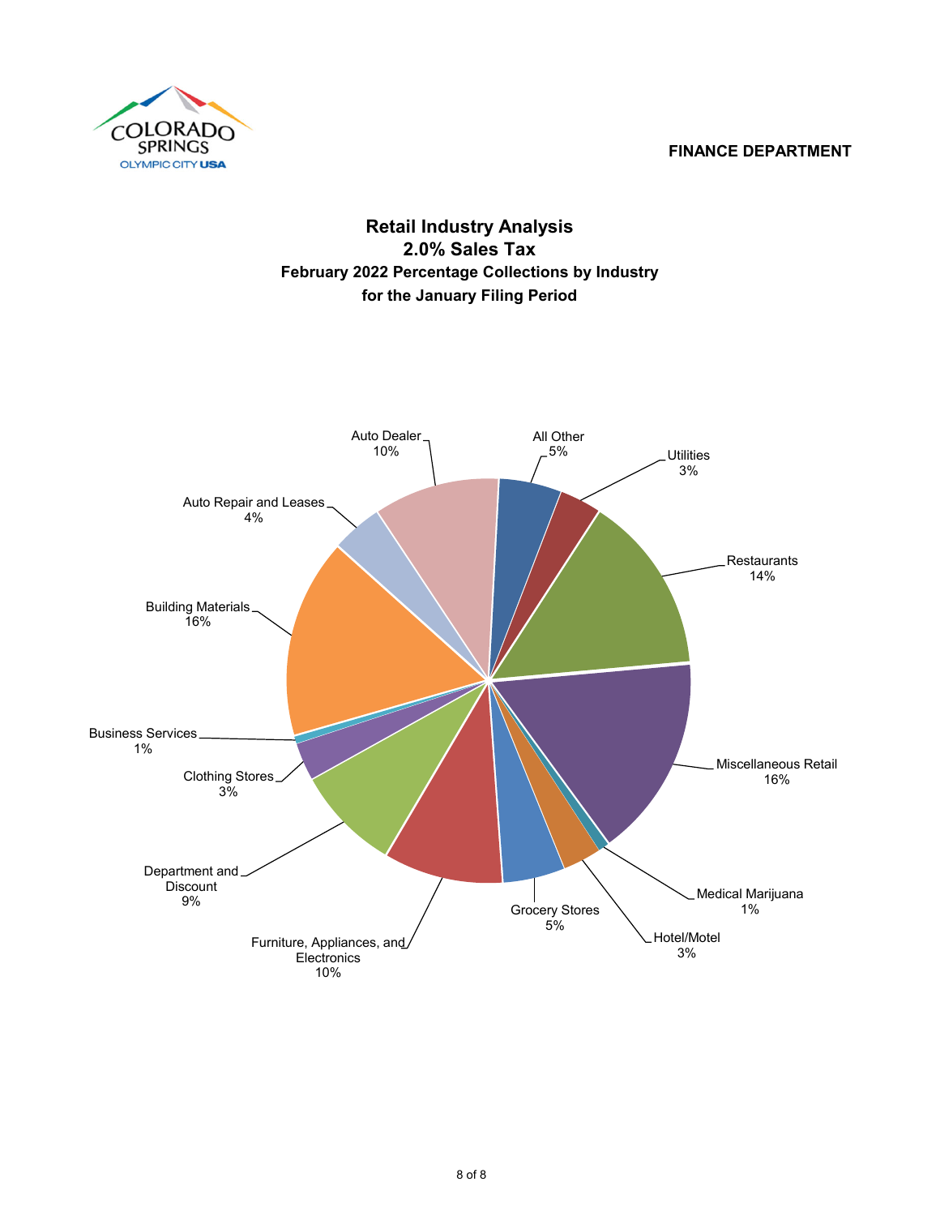FINANCE DEPARTMENT

# Retail Industry Analysis
## 2.0% Sales Tax
### February 2022 Percentage Collections by Industry
### for the January Filing Period

Auto Dealer
10%

All Other
5%

Utilities
3%

Restaurants
14%

Miscellaneous Retail
16%

Medical Marijuana
1%

Hotel/Motel
3%

Grocery Stores
5%

Furniture, Appliances, and Electronics
10%

Department and Discount
9%

Clothing Stores
3%

Business Services
1%

Building Materials
16%

Auto Repair and Leases
4%